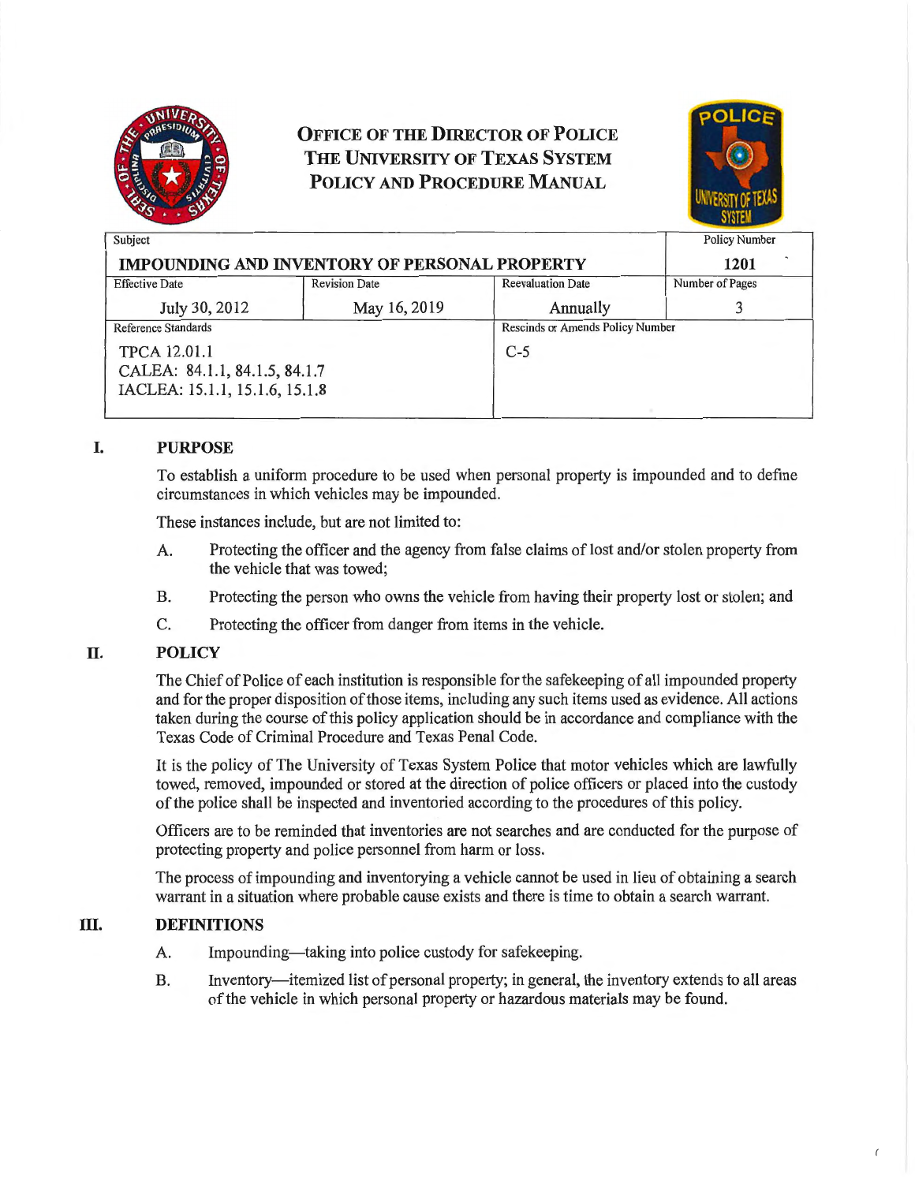**OFFICE OF THE DIRECTOR OF POLICE**
**THE UNIVERSITY OF TEXAS SYSTEM**
**POLICY AND PROCEDURE MANUAL**

| Subject | | | Policy Number |
|---|---|---|---|
| **IMPOUNDING AND INVENTORY OF PERSONAL PROPERTY** | | | **1201** |
| Effective Date | Revision Date | Reevaluation Date | Number of Pages |
| July 30, 2012 | May 16, 2019 | Annually | 3 |
| Reference Standards | | Rescinds or Amends Policy Number | |
| TPCA 12.01.1<br>CALEA: 84.1.1, 84.1.5, 84.1.7<br>IACLEA: 15.1.1, 15.1.6, 15.1.8 | | C-5 | |

## I. PURPOSE

To establish a uniform procedure to be used when personal property is impounded and to define circumstances in which vehicles may be impounded.

These instances include, but are not limited to:

A. Protecting the officer and the agency from false claims of lost and/or stolen property from the vehicle that was towed;

B. Protecting the person who owns the vehicle from having their property lost or stolen; and

C. Protecting the officer from danger from items in the vehicle.

## II. POLICY

The Chief of Police of each institution is responsible for the safekeeping of all impounded property and for the proper disposition of those items, including any such items used as evidence. All actions taken during the course of this policy application should be in accordance and compliance with the Texas Code of Criminal Procedure and Texas Penal Code.

It is the policy of The University of Texas System Police that motor vehicles which are lawfully towed, removed, impounded or stored at the direction of police officers or placed into the custody of the police shall be inspected and inventoried according to the procedures of this policy.

Officers are to be reminded that inventories are not searches and are conducted for the purpose of protecting property and police personnel from harm or loss.

The process of impounding and inventorying a vehicle cannot be used in lieu of obtaining a search warrant in a situation where probable cause exists and there is time to obtain a search warrant.

## III. DEFINITIONS

A. Impounding—taking into police custody for safekeeping.

B. Inventory—itemized list of personal property; in general, the inventory extends to all areas of the vehicle in which personal property or hazardous materials may be found.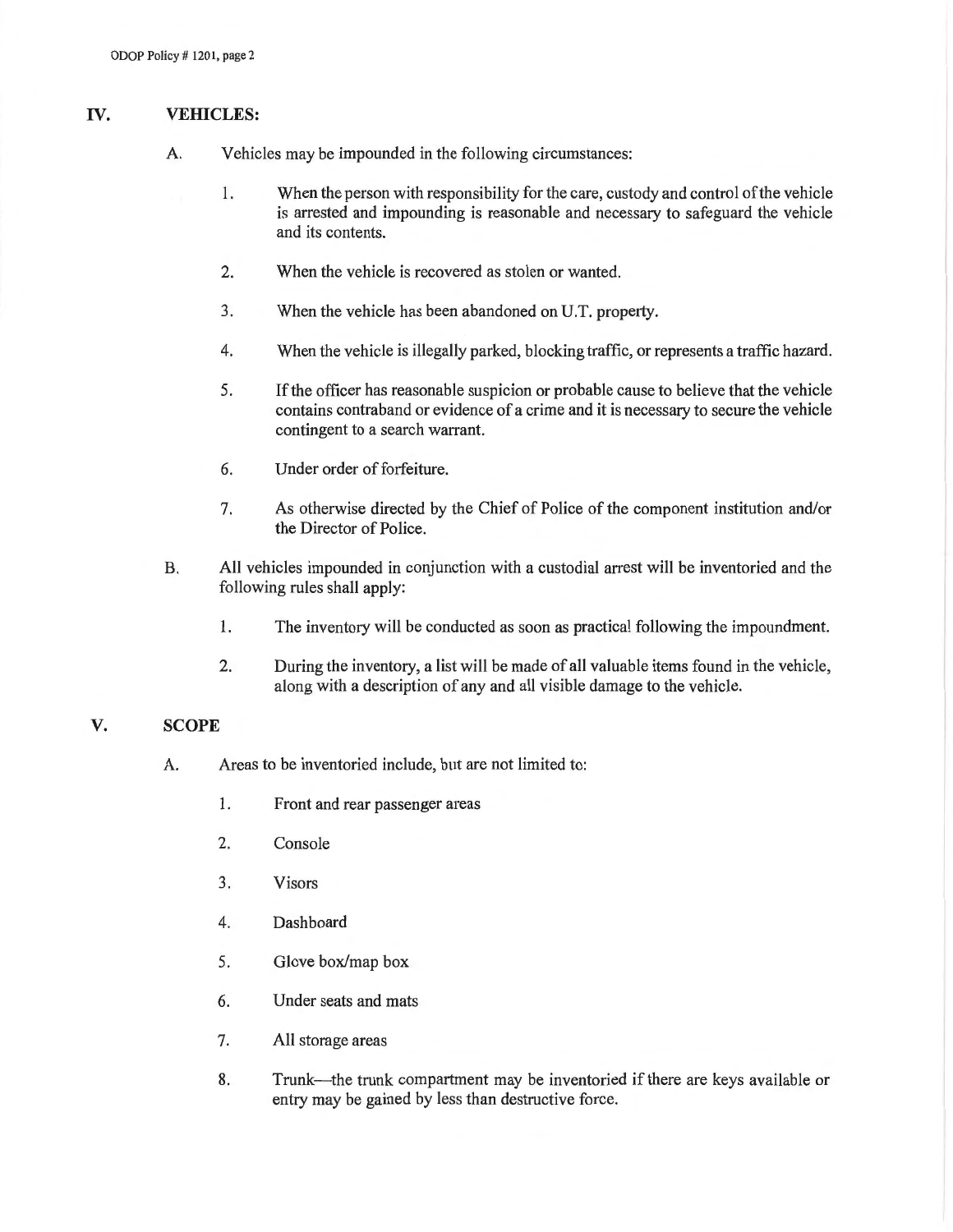## IV. VEHICLES:

A. Vehicles may be impounded in the following circumstances:

1. When the person with responsibility for the care, custody and control of the vehicle is arrested and impounding is reasonable and necessary to safeguard the vehicle and its contents.
2. When the vehicle is recovered as stolen or wanted.
3. When the vehicle has been abandoned on U.T. property.
4. When the vehicle is illegally parked, blocking traffic, or represents a traffic hazard.
5. If the officer has reasonable suspicion or probable cause to believe that the vehicle contains contraband or evidence of a crime and it is necessary to secure the vehicle contingent to a search warrant.
6. Under order of forfeiture.
7. As otherwise directed by the Chief of Police of the component institution and/or the Director of Police.

B. All vehicles impounded in conjunction with a custodial arrest will be inventoried and the following rules shall apply:

1. The inventory will be conducted as soon as practical following the impoundment.
2. During the inventory, a list will be made of all valuable items found in the vehicle, along with a description of any and all visible damage to the vehicle.

## V. SCOPE

A. Areas to be inventoried include, but are not limited to:

1. Front and rear passenger areas
2. Console
3. Visors
4. Dashboard
5. Glove box/map box
6. Under seats and mats
7. All storage areas
8. Trunk—the trunk compartment may be inventoried if there are keys available or entry may be gained by less than destructive force.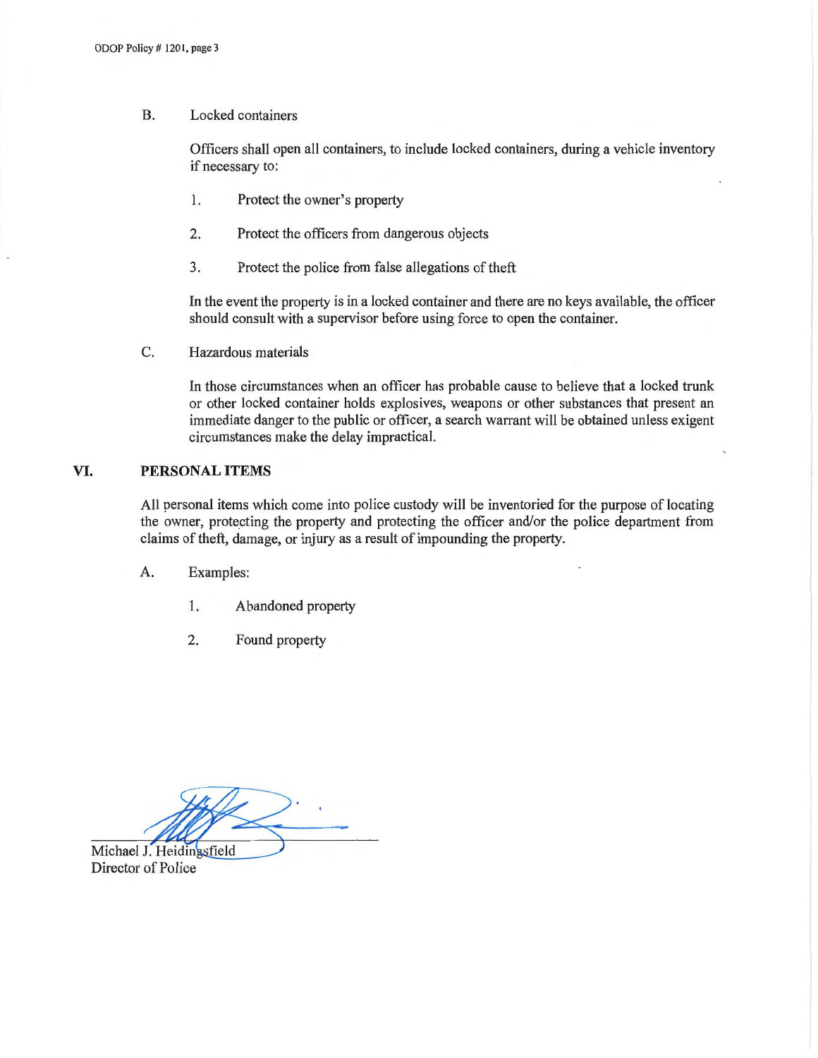B. Locked containers

Officers shall open all containers, to include locked containers, during a vehicle inventory if necessary to:

1. Protect the owner's property

2. Protect the officers from dangerous objects

3. Protect the police from false allegations of theft

In the event the property is in a locked container and there are no keys available, the officer should consult with a supervisor before using force to open the container.

C. Hazardous materials

In those circumstances when an officer has probable cause to believe that a locked trunk or other locked container holds explosives, weapons or other substances that present an immediate danger to the public or officer, a search warrant will be obtained unless exigent circumstances make the delay impractical.

## VI. PERSONAL ITEMS

All personal items which come into police custody will be inventoried for the purpose of locating the owner, protecting the property and protecting the officer and/or the police department from claims of theft, damage, or injury as a result of impounding the property.

A. Examples:

1. Abandoned property

2. Found property

Michael J. Heidingsfield
Director of Police